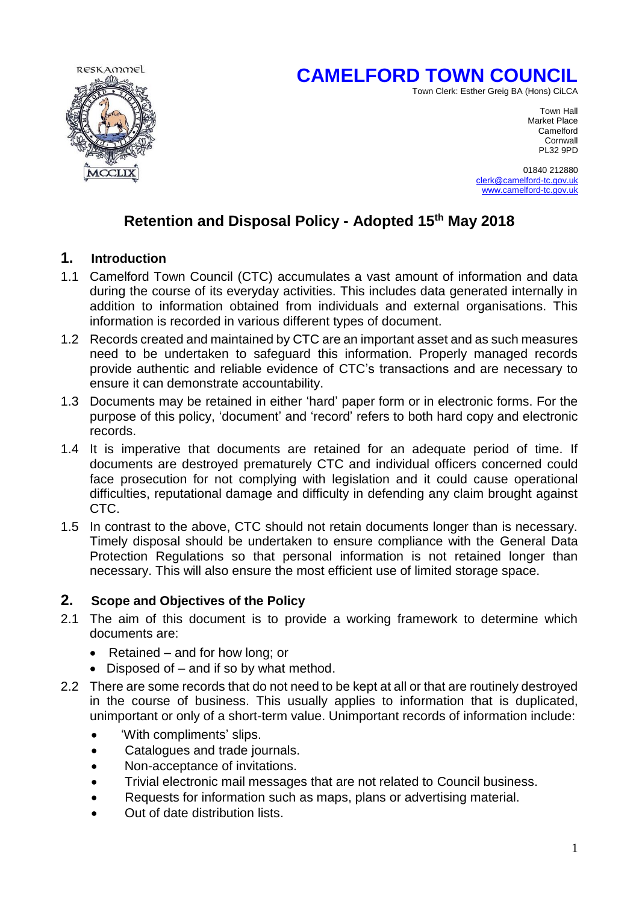RESKAMMEL

# CAMELFORD TOWN COUNCIL

Town Clerk: Esther Greig BA (Hons) CiLCA

Town Hall
Market Place
Camelford
Cornwall
PL32 9PD

01840 212880
clerk@camelford-tc.gov.uk
www.camelford-tc.gov.uk

## Retention and Disposal Policy - Adopted 15th May 2018

### 1. Introduction

1.1 Camelford Town Council (CTC) accumulates a vast amount of information and data during the course of its everyday activities. This includes data generated internally in addition to information obtained from individuals and external organisations. This information is recorded in various different types of document.

1.2 Records created and maintained by CTC are an important asset and as such measures need to be undertaken to safeguard this information. Properly managed records provide authentic and reliable evidence of CTC's transactions and are necessary to ensure it can demonstrate accountability.

1.3 Documents may be retained in either 'hard' paper form or in electronic forms. For the purpose of this policy, 'document' and 'record' refers to both hard copy and electronic records.

1.4 It is imperative that documents are retained for an adequate period of time. If documents are destroyed prematurely CTC and individual officers concerned could face prosecution for not complying with legislation and it could cause operational difficulties, reputational damage and difficulty in defending any claim brought against CTC.

1.5 In contrast to the above, CTC should not retain documents longer than is necessary. Timely disposal should be undertaken to ensure compliance with the General Data Protection Regulations so that personal information is not retained longer than necessary. This will also ensure the most efficient use of limited storage space.

### 2. Scope and Objectives of the Policy

2.1 The aim of this document is to provide a working framework to determine which documents are:

- Retained – and for how long; or
- Disposed of – and if so by what method.

2.2 There are some records that do not need to be kept at all or that are routinely destroyed in the course of business. This usually applies to information that is duplicated, unimportant or only of a short-term value. Unimportant records of information include:

- 'With compliments' slips.
- Catalogues and trade journals.
- Non-acceptance of invitations.
- Trivial electronic mail messages that are not related to Council business.
- Requests for information such as maps, plans or advertising material.
- Out of date distribution lists.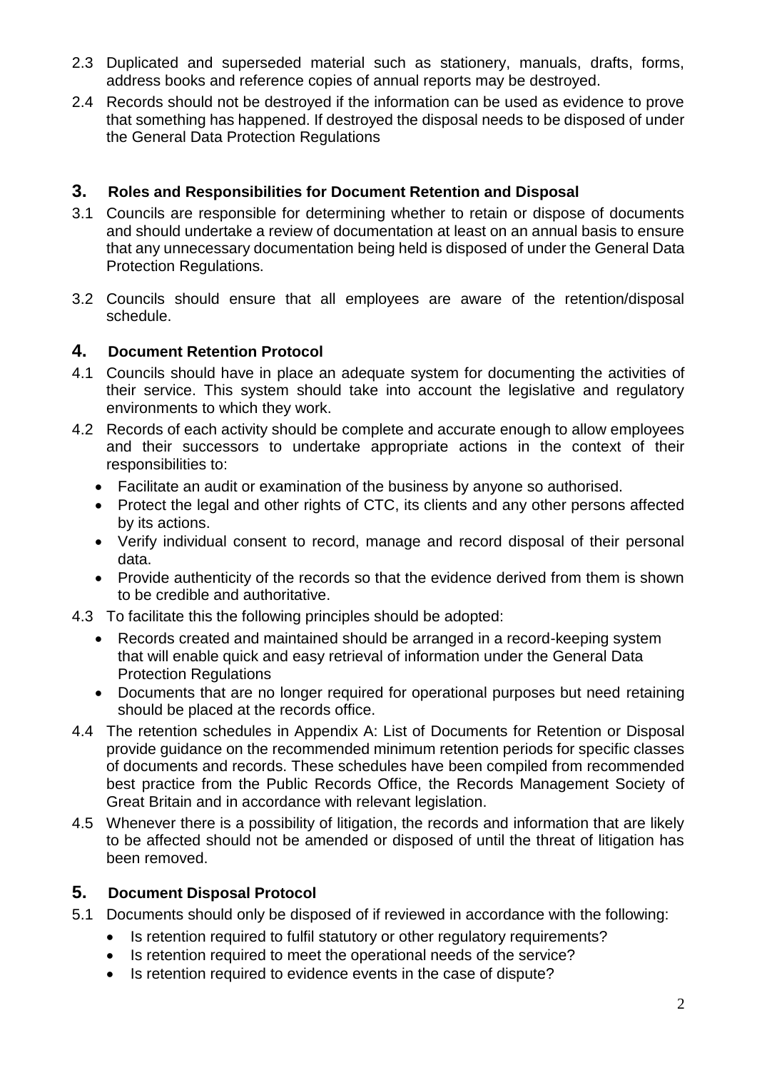2.3 Duplicated and superseded material such as stationery, manuals, drafts, forms, address books and reference copies of annual reports may be destroyed.

2.4 Records should not be destroyed if the information can be used as evidence to prove that something has happened. If destroyed the disposal needs to be disposed of under the General Data Protection Regulations

## 3. Roles and Responsibilities for Document Retention and Disposal

3.1 Councils are responsible for determining whether to retain or dispose of documents and should undertake a review of documentation at least on an annual basis to ensure that any unnecessary documentation being held is disposed of under the General Data Protection Regulations.

3.2 Councils should ensure that all employees are aware of the retention/disposal schedule.

## 4. Document Retention Protocol

4.1 Councils should have in place an adequate system for documenting the activities of their service. This system should take into account the legislative and regulatory environments to which they work.

4.2 Records of each activity should be complete and accurate enough to allow employees and their successors to undertake appropriate actions in the context of their responsibilities to:

- Facilitate an audit or examination of the business by anyone so authorised.
- Protect the legal and other rights of CTC, its clients and any other persons affected by its actions.
- Verify individual consent to record, manage and record disposal of their personal data.
- Provide authenticity of the records so that the evidence derived from them is shown to be credible and authoritative.

4.3 To facilitate this the following principles should be adopted:

- Records created and maintained should be arranged in a record-keeping system that will enable quick and easy retrieval of information under the General Data Protection Regulations
- Documents that are no longer required for operational purposes but need retaining should be placed at the records office.

4.4 The retention schedules in Appendix A: List of Documents for Retention or Disposal provide guidance on the recommended minimum retention periods for specific classes of documents and records. These schedules have been compiled from recommended best practice from the Public Records Office, the Records Management Society of Great Britain and in accordance with relevant legislation.

4.5 Whenever there is a possibility of litigation, the records and information that are likely to be affected should not be amended or disposed of until the threat of litigation has been removed.

## 5. Document Disposal Protocol

5.1 Documents should only be disposed of if reviewed in accordance with the following:

- Is retention required to fulfil statutory or other regulatory requirements?
- Is retention required to meet the operational needs of the service?
- Is retention required to evidence events in the case of dispute?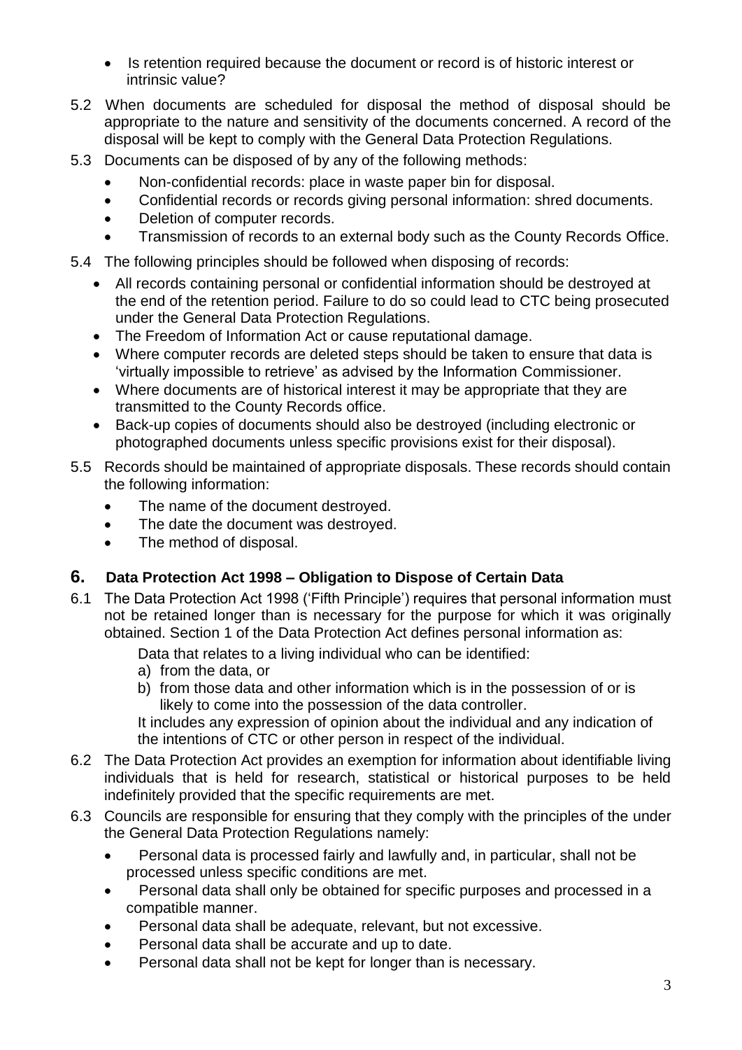- Is retention required because the document or record is of historic interest or intrinsic value?

5.2 When documents are scheduled for disposal the method of disposal should be appropriate to the nature and sensitivity of the documents concerned. A record of the disposal will be kept to comply with the General Data Protection Regulations.

5.3 Documents can be disposed of by any of the following methods:

- Non-confidential records: place in waste paper bin for disposal.
- Confidential records or records giving personal information: shred documents.
- Deletion of computer records.
- Transmission of records to an external body such as the County Records Office.

5.4 The following principles should be followed when disposing of records:

- All records containing personal or confidential information should be destroyed at the end of the retention period. Failure to do so could lead to CTC being prosecuted under the General Data Protection Regulations.
- The Freedom of Information Act or cause reputational damage.
- Where computer records are deleted steps should be taken to ensure that data is 'virtually impossible to retrieve' as advised by the Information Commissioner.
- Where documents are of historical interest it may be appropriate that they are transmitted to the County Records office.
- Back-up copies of documents should also be destroyed (including electronic or photographed documents unless specific provisions exist for their disposal).

5.5 Records should be maintained of appropriate disposals. These records should contain the following information:

- The name of the document destroyed.
- The date the document was destroyed.
- The method of disposal.

## 6. Data Protection Act 1998 – Obligation to Dispose of Certain Data

6.1 The Data Protection Act 1998 ('Fifth Principle') requires that personal information must not be retained longer than is necessary for the purpose for which it was originally obtained. Section 1 of the Data Protection Act defines personal information as:

Data that relates to a living individual who can be identified:

a) from the data, or
b) from those data and other information which is in the possession of or is likely to come into the possession of the data controller.

It includes any expression of opinion about the individual and any indication of the intentions of CTC or other person in respect of the individual.

6.2 The Data Protection Act provides an exemption for information about identifiable living individuals that is held for research, statistical or historical purposes to be held indefinitely provided that the specific requirements are met.

6.3 Councils are responsible for ensuring that they comply with the principles of the under the General Data Protection Regulations namely:

- Personal data is processed fairly and lawfully and, in particular, shall not be processed unless specific conditions are met.
- Personal data shall only be obtained for specific purposes and processed in a compatible manner.
- Personal data shall be adequate, relevant, but not excessive.
- Personal data shall be accurate and up to date.
- Personal data shall not be kept for longer than is necessary.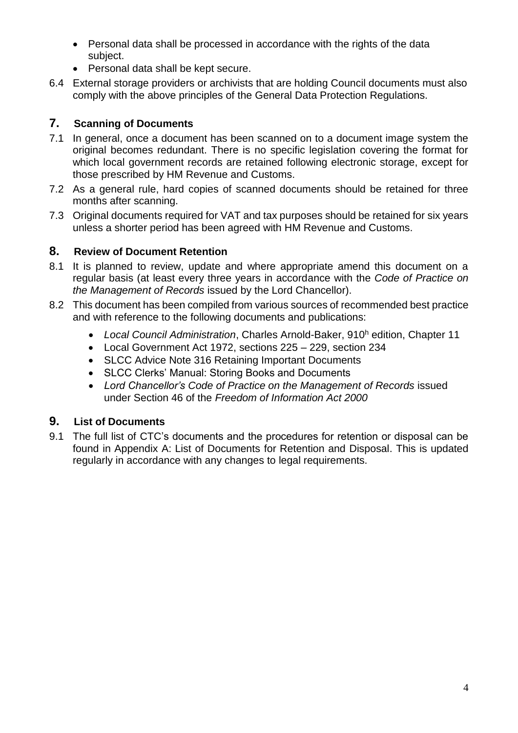- Personal data shall be processed in accordance with the rights of the data subject.
- Personal data shall be kept secure.

6.4 External storage providers or archivists that are holding Council documents must also comply with the above principles of the General Data Protection Regulations.

## 7. Scanning of Documents

7.1 In general, once a document has been scanned on to a document image system the original becomes redundant. There is no specific legislation covering the format for which local government records are retained following electronic storage, except for those prescribed by HM Revenue and Customs.

7.2 As a general rule, hard copies of scanned documents should be retained for three months after scanning.

7.3 Original documents required for VAT and tax purposes should be retained for six years unless a shorter period has been agreed with HM Revenue and Customs.

## 8. Review of Document Retention

8.1 It is planned to review, update and where appropriate amend this document on a regular basis (at least every three years in accordance with the *Code of Practice on the Management of Records* issued by the Lord Chancellor).

8.2 This document has been compiled from various sources of recommended best practice and with reference to the following documents and publications:

- *Local Council Administration*, Charles Arnold-Baker, 910h edition, Chapter 11
- Local Government Act 1972, sections 225 – 229, section 234
- SLCC Advice Note 316 Retaining Important Documents
- SLCC Clerks' Manual: Storing Books and Documents
- *Lord Chancellor's Code of Practice on the Management of Records* issued under Section 46 of the *Freedom of Information Act 2000*

## 9. List of Documents

9.1 The full list of CTC's documents and the procedures for retention or disposal can be found in Appendix A: List of Documents for Retention and Disposal. This is updated regularly in accordance with any changes to legal requirements.